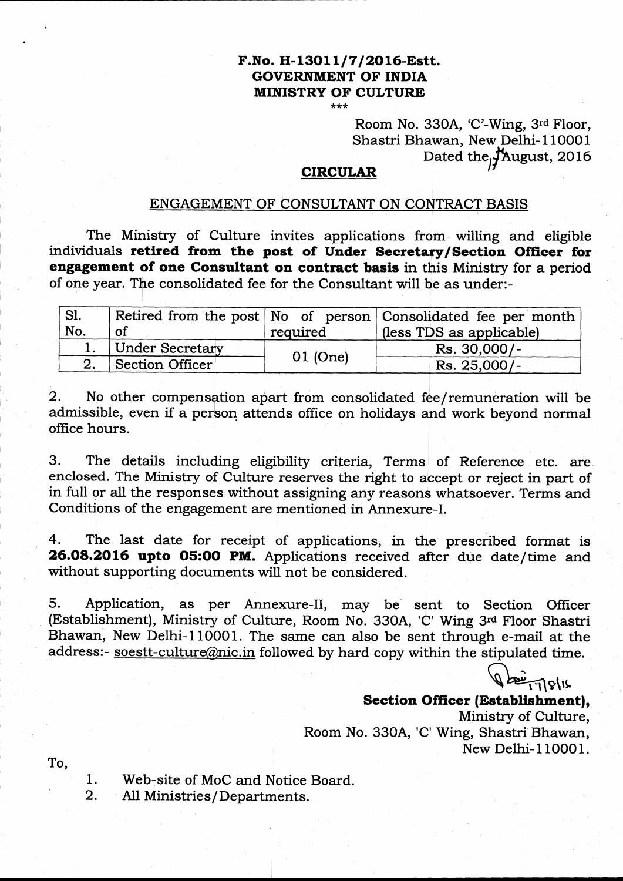**F.No. H-13011/7/2016-Estt.**
**GOVERNMENT OF INDIA**
**MINISTRY OF CULTURE**

\*\*\*

Room No. 330A, 'C'-Wing, 3rd Floor,
Shastri Bhawan, New Delhi-110001
Dated the 17 August, 2016

## CIRCULAR

### ENGAGEMENT OF CONSULTANT ON CONTRACT BASIS

The Ministry of Culture invites applications from willing and eligible individuals **retired from the post of Under Secretary/Section Officer for engagement of one Consultant on contract basis** in this Ministry for a period of one year. The consolidated fee for the Consultant will be as under:-

| Sl. No. | Retired from the post of | No of person required | Consolidated fee per month (less TDS as applicable) |
|---|---|---|---|
| 1. | Under Secretary | 01 (One) | Rs. 30,000/- |
| 2. | Section Officer | | Rs. 25,000/- |

2. No other compensation apart from consolidated fee/remuneration will be admissible, even if a person attends office on holidays and work beyond normal office hours.

3. The details including eligibility criteria, Terms of Reference etc. are enclosed. The Ministry of Culture reserves the right to accept or reject in part of in full or all the responses without assigning any reasons whatsoever. Terms and Conditions of the engagement are mentioned in Annexure-I.

4. The last date for receipt of applications, in the prescribed format is **26.08.2016 upto 05:00 PM.** Applications received after due date/time and without supporting documents will not be considered.

5. Application, as per Annexure-II, may be sent to Section Officer (Establishment), Ministry of Culture, Room No. 330A, 'C' Wing 3rd Floor Shastri Bhawan, New Delhi-110001. The same can also be sent through e-mail at the address:- soestt-culture@nic.in followed by hard copy within the stipulated time.

17/8/16

**Section Officer (Establishment),**
Ministry of Culture,
Room No. 330A, 'C' Wing, Shastri Bhawan,
New Delhi-110001.

To,

1. Web-site of MoC and Notice Board.
2. All Ministries/Departments.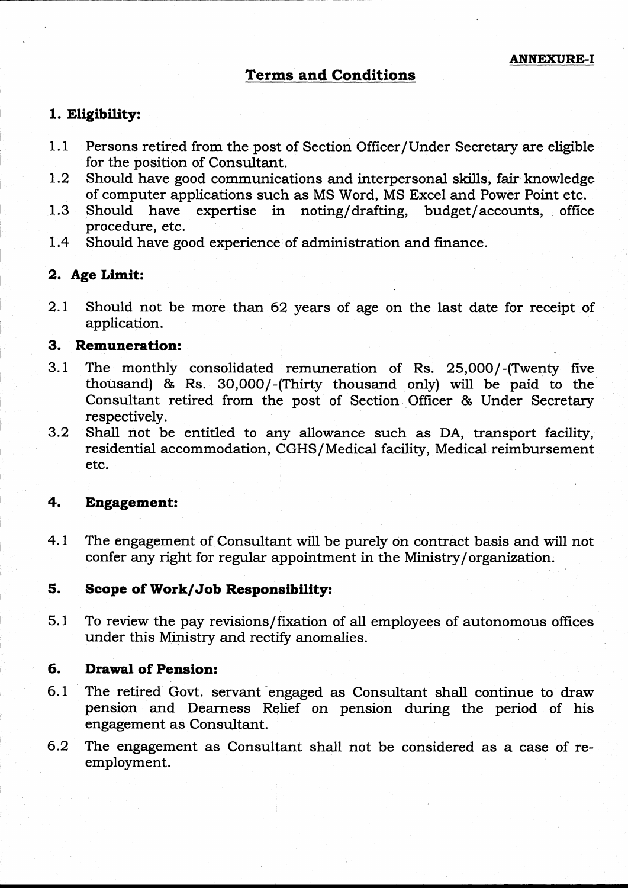**ANNEXURE-I**

## Terms and Conditions

### 1. Eligibility:

1.1 Persons retired from the post of Section Officer/Under Secretary are eligible for the position of Consultant.

1.2 Should have good communications and interpersonal skills, fair knowledge of computer applications such as MS Word, MS Excel and Power Point etc.

1.3 Should have expertise in noting/drafting, budget/accounts, office procedure, etc.

1.4 Should have good experience of administration and finance.

### 2. Age Limit:

2.1 Should not be more than 62 years of age on the last date for receipt of application.

### 3. Remuneration:

3.1 The monthly consolidated remuneration of Rs. 25,000/-(Twenty five thousand) & Rs. 30,000/-(Thirty thousand only) will be paid to the Consultant retired from the post of Section Officer & Under Secretary respectively.

3.2 Shall not be entitled to any allowance such as DA, transport facility, residential accommodation, CGHS/Medical facility, Medical reimbursement etc.

### 4. Engagement:

4.1 The engagement of Consultant will be purely on contract basis and will not confer any right for regular appointment in the Ministry/organization.

### 5. Scope of Work/Job Responsibility:

5.1 To review the pay revisions/fixation of all employees of autonomous offices under this Ministry and rectify anomalies.

### 6. Drawal of Pension:

6.1 The retired Govt. servant engaged as Consultant shall continue to draw pension and Dearness Relief on pension during the period of his engagement as Consultant.

6.2 The engagement as Consultant shall not be considered as a case of re-employment.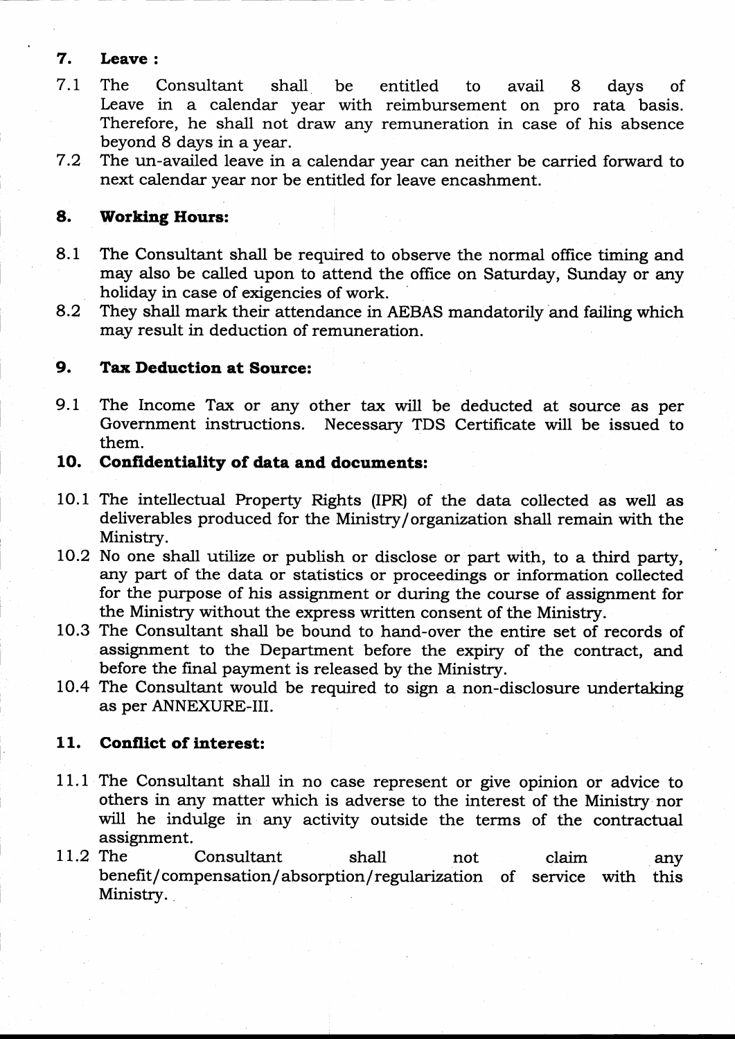## 7. Leave :

7.1 The Consultant shall be entitled to avail 8 days of Leave in a calendar year with reimbursement on pro rata basis. Therefore, he shall not draw any remuneration in case of his absence beyond 8 days in a year.

7.2 The un-availed leave in a calendar year can neither be carried forward to next calendar year nor be entitled for leave encashment.

## 8. Working Hours:

8.1 The Consultant shall be required to observe the normal office timing and may also be called upon to attend the office on Saturday, Sunday or any holiday in case of exigencies of work.

8.2 They shall mark their attendance in AEBAS mandatorily and failing which may result in deduction of remuneration.

## 9. Tax Deduction at Source:

9.1 The Income Tax or any other tax will be deducted at source as per Government instructions. Necessary TDS Certificate will be issued to them.

## 10. Confidentiality of data and documents:

10.1 The intellectual Property Rights (IPR) of the data collected as well as deliverables produced for the Ministry/organization shall remain with the Ministry.

10.2 No one shall utilize or publish or disclose or part with, to a third party, any part of the data or statistics or proceedings or information collected for the purpose of his assignment or during the course of assignment for the Ministry without the express written consent of the Ministry.

10.3 The Consultant shall be bound to hand-over the entire set of records of assignment to the Department before the expiry of the contract, and before the final payment is released by the Ministry.

10.4 The Consultant would be required to sign a non-disclosure undertaking as per ANNEXURE-III.

## 11. Conflict of interest:

11.1 The Consultant shall in no case represent or give opinion or advice to others in any matter which is adverse to the interest of the Ministry nor will he indulge in any activity outside the terms of the contractual assignment.

11.2 The Consultant shall not claim any benefit/compensation/absorption/regularization of service with this Ministry.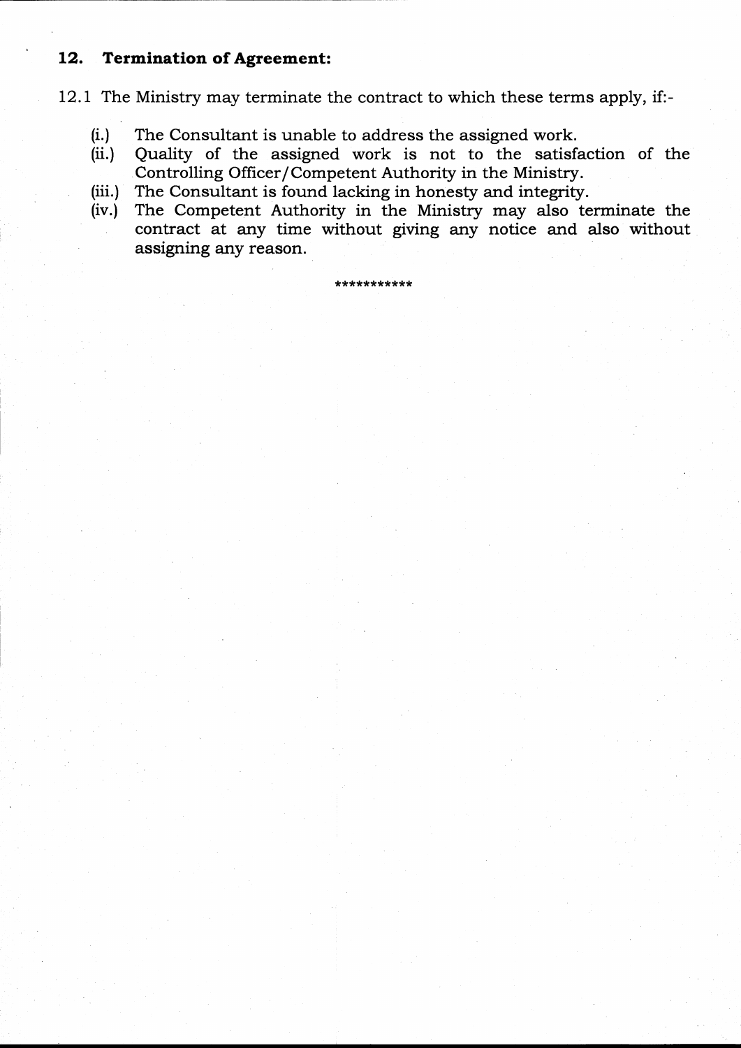## 12. Termination of Agreement:

12.1 The Ministry may terminate the contract to which these terms apply, if:-

- (i.) The Consultant is unable to address the assigned work.
- (ii.) Quality of the assigned work is not to the satisfaction of the Controlling Officer/Competent Authority in the Ministry.
- (iii.) The Consultant is found lacking in honesty and integrity.
- (iv.) The Competent Authority in the Ministry may also terminate the contract at any time without giving any notice and also without assigning any reason.

***********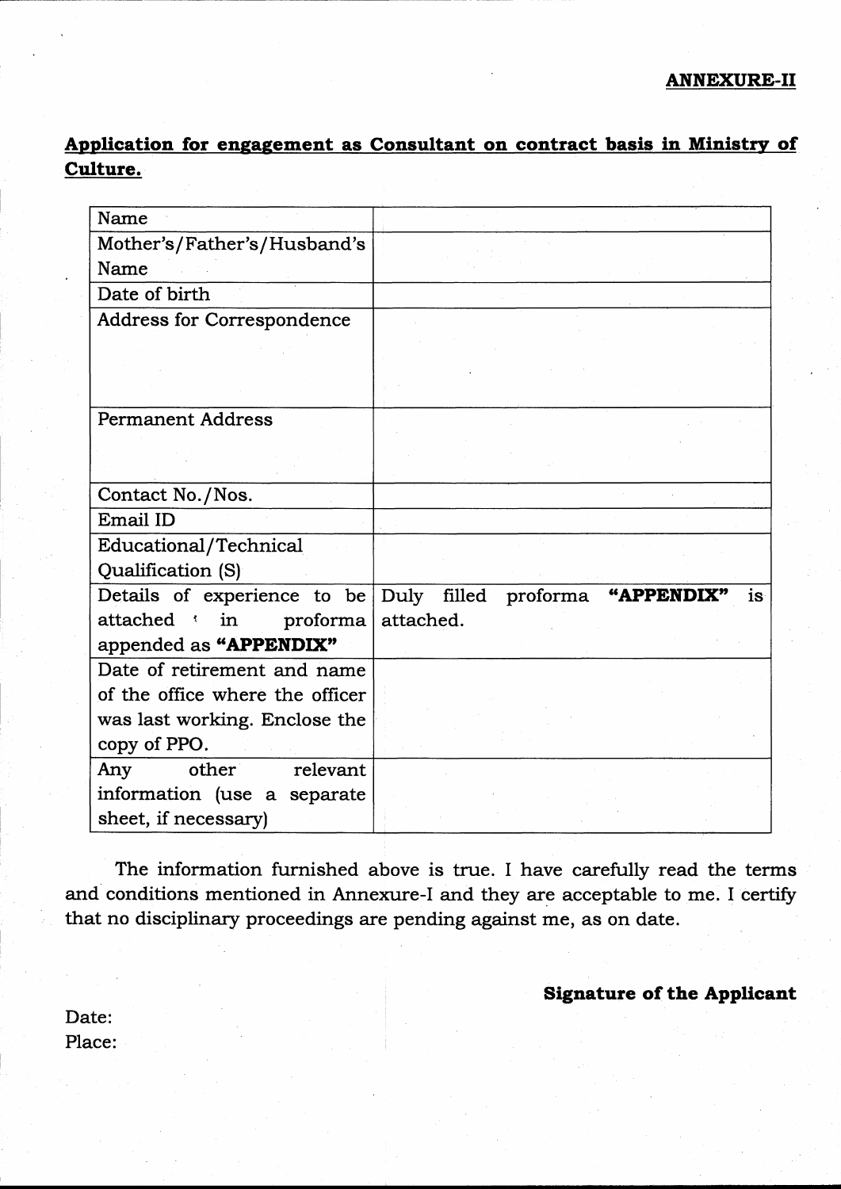**ANNEXURE-II**

## Application for engagement as Consultant on contract basis in Ministry of Culture.

| | |
|---|---|
| Name | |
| Mother's/Father's/Husband's Name | |
| Date of birth | |
| Address for Correspondence | |
| Permanent Address | |
| Contact No./Nos. | |
| Email ID | |
| Educational/Technical Qualification (S) | |
| Details of experience to be attached in proforma appended as **"APPENDIX"** | Duly filled proforma **"APPENDIX"** is attached. |
| Date of retirement and name of the office where the officer was last working. Enclose the copy of PPO. | |
| Any other relevant information (use a separate sheet, if necessary) | |

The information furnished above is true. I have carefully read the terms and conditions mentioned in Annexure-I and they are acceptable to me. I certify that no disciplinary proceedings are pending against me, as on date.

**Signature of the Applicant**

Date:
Place: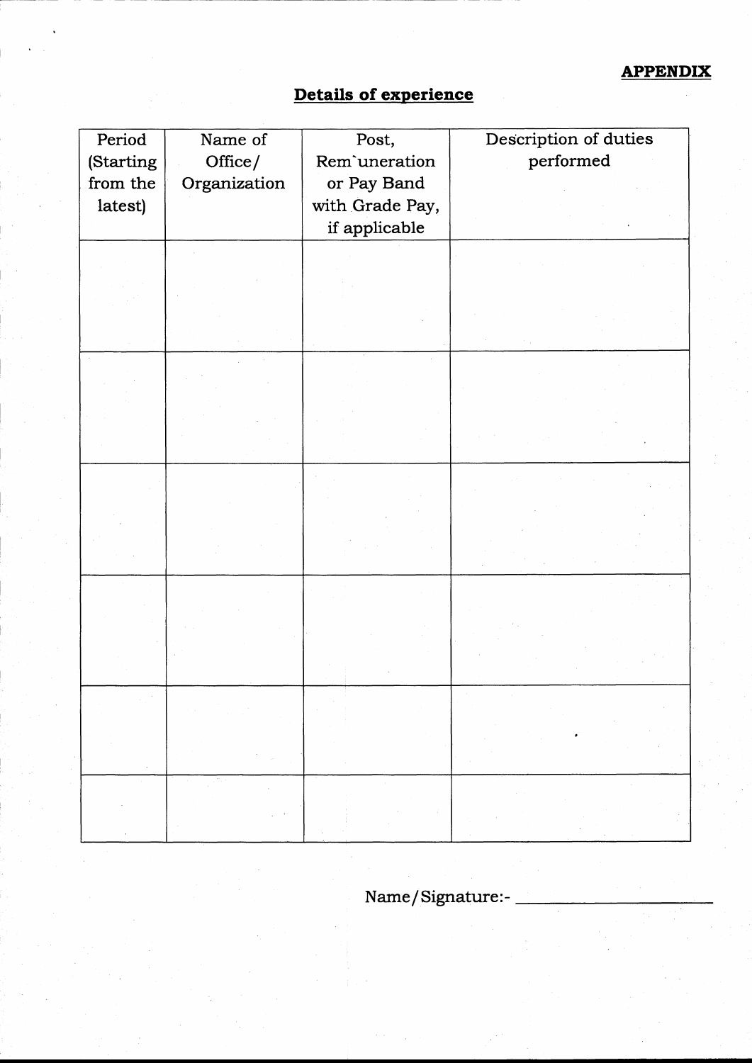**APPENDIX**

## Details of experience

| Period (Starting from the latest) | Name of Office/ Organization | Post, Rem`uneration or Pay Band with Grade Pay, if applicable | Description of duties performed |
|---|---|---|---|
| | | | |
| | | | |
| | | | |
| | | | |
| | | | |
| | | | |

Name/Signature:- ____________________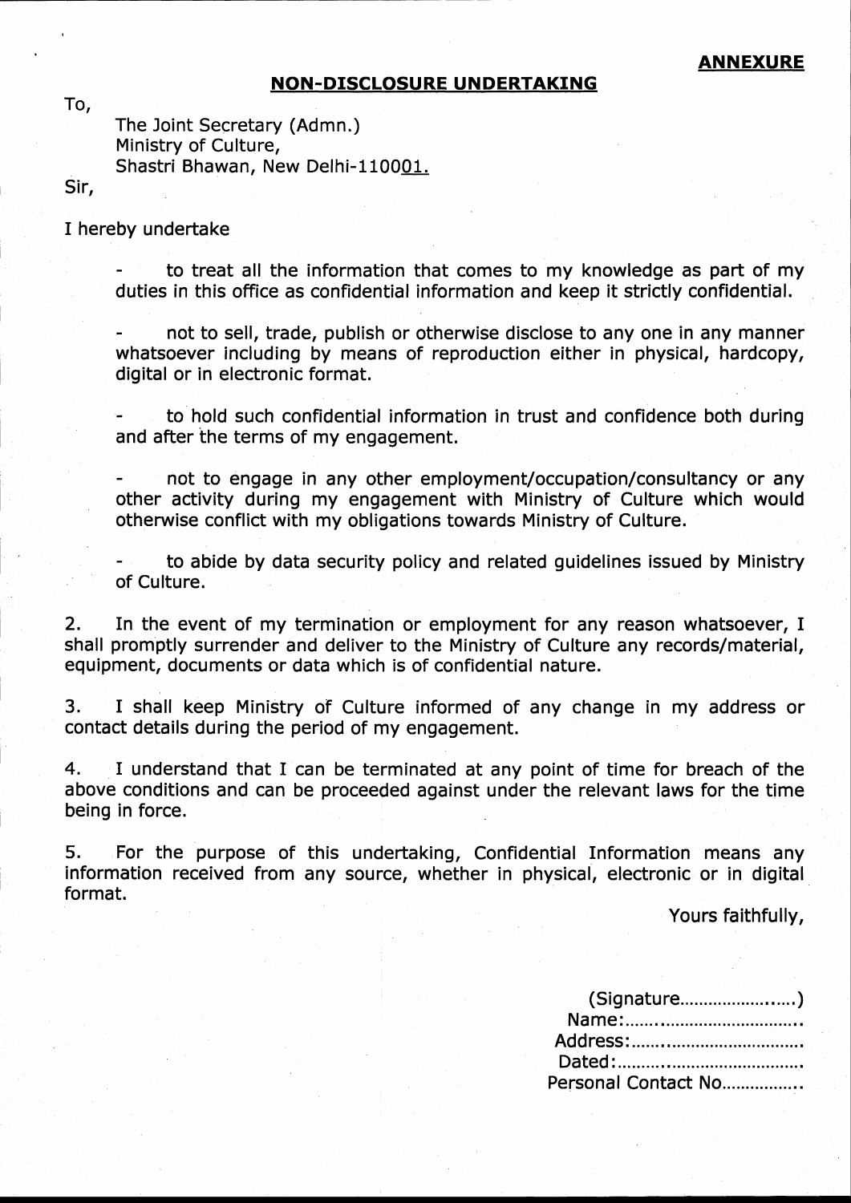**ANNEXURE**

## NON-DISCLOSURE UNDERTAKING

To,

The Joint Secretary (Admn.)
Ministry of Culture,
Shastri Bhawan, New Delhi-110001.

Sir,

I hereby undertake

- to treat all the information that comes to my knowledge as part of my duties in this office as confidential information and keep it strictly confidential.

- not to sell, trade, publish or otherwise disclose to any one in any manner whatsoever including by means of reproduction either in physical, hardcopy, digital or in electronic format.

- to hold such confidential information in trust and confidence both during and after the terms of my engagement.

- not to engage in any other employment/occupation/consultancy or any other activity during my engagement with Ministry of Culture which would otherwise conflict with my obligations towards Ministry of Culture.

- to abide by data security policy and related guidelines issued by Ministry of Culture.

2. In the event of my termination or employment for any reason whatsoever, I shall promptly surrender and deliver to the Ministry of Culture any records/material, equipment, documents or data which is of confidential nature.

3. I shall keep Ministry of Culture informed of any change in my address or contact details during the period of my engagement.

4. I understand that I can be terminated at any point of time for breach of the above conditions and can be proceeded against under the relevant laws for the time being in force.

5. For the purpose of this undertaking, Confidential Information means any information received from any source, whether in physical, electronic or in digital format.

Yours faithfully,

(Signature.........................)
Name:.......................................
Address:....................................
Dated:.......................................
Personal Contact No.................